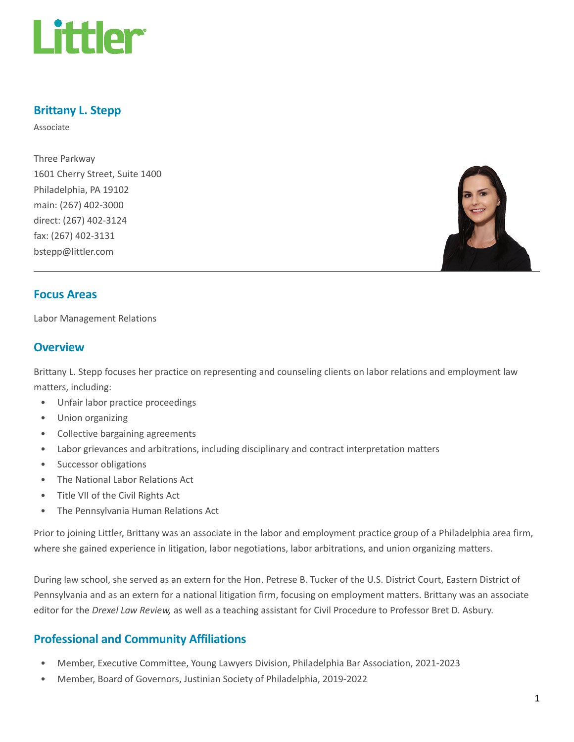# Brittany L. Stepp

Associate

Three Parkway
1601 Cherry Street, Suite 1400
Philadelphia, PA 19102
main: (267) 402-3000
direct: (267) 402-3124
fax: (267) 402-3131
bstepp@littler.com

## Focus Areas

Labor Management Relations

## Overview

Brittany L. Stepp focuses her practice on representing and counseling clients on labor relations and employment law matters, including:

- Unfair labor practice proceedings
- Union organizing
- Collective bargaining agreements
- Labor grievances and arbitrations, including disciplinary and contract interpretation matters
- Successor obligations
- The National Labor Relations Act
- Title VII of the Civil Rights Act
- The Pennsylvania Human Relations Act

Prior to joining Littler, Brittany was an associate in the labor and employment practice group of a Philadelphia area firm, where she gained experience in litigation, labor negotiations, labor arbitrations, and union organizing matters.

During law school, she served as an extern for the Hon. Petrese B. Tucker of the U.S. District Court, Eastern District of Pennsylvania and as an extern for a national litigation firm, focusing on employment matters. Brittany was an associate editor for the *Drexel Law Review,* as well as a teaching assistant for Civil Procedure to Professor Bret D. Asbury.

## Professional and Community Affiliations

- Member, Executive Committee, Young Lawyers Division, Philadelphia Bar Association, 2021-2023
- Member, Board of Governors, Justinian Society of Philadelphia, 2019-2022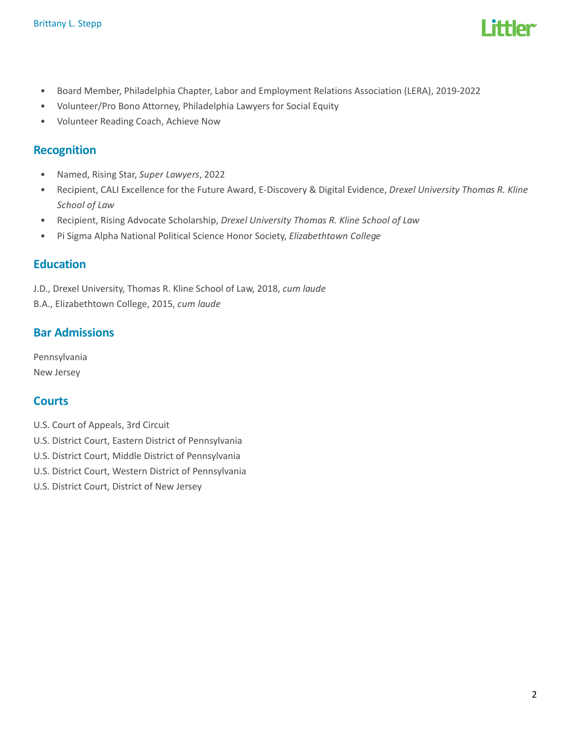- Board Member, Philadelphia Chapter, Labor and Employment Relations Association (LERA), 2019-2022
- Volunteer/Pro Bono Attorney, Philadelphia Lawyers for Social Equity
- Volunteer Reading Coach, Achieve Now

## Recognition

- Named, Rising Star, *Super Lawyers*, 2022
- Recipient, CALI Excellence for the Future Award, E-Discovery & Digital Evidence, *Drexel University Thomas R. Kline School of Law*
- Recipient, Rising Advocate Scholarship, *Drexel University Thomas R. Kline School of Law*
- Pi Sigma Alpha National Political Science Honor Society, *Elizabethtown College*

## Education

J.D., Drexel University, Thomas R. Kline School of Law, 2018, *cum laude*
B.A., Elizabethtown College, 2015, *cum laude*

## Bar Admissions

Pennsylvania
New Jersey

## Courts

U.S. Court of Appeals, 3rd Circuit
U.S. District Court, Eastern District of Pennsylvania
U.S. District Court, Middle District of Pennsylvania
U.S. District Court, Western District of Pennsylvania
U.S. District Court, District of New Jersey